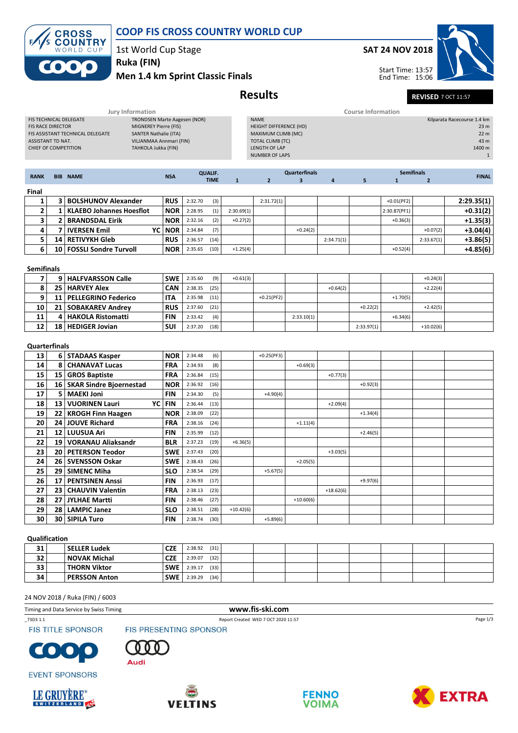# COOP FIS CROSS COUNTRY WORLD CUP

1st World Cup Stage

**Ruka (FIN)**

**Men 1.4 km Sprint Classic Finals**

**SAT 24 NOV 2018**

Start Time: 13:57
End Time: 15:06

## Results

**REVISED** 7 OCT 11:57

| Jury Information | |
|---|---|
| FIS TECHNICAL DELEGATE | TRONDSEN Marte Aagesen (NOR) |
| FIS RACE DIRECTOR | MIGNEREY Pierre (FIS) |
| FIS ASSISTANT TECHNICAL DELEGATE | SANTER Nathalie (ITA) |
| ASSISTANT TD NAT. | VILJANMAA Annmari (FIN) |
| CHIEF OF COMPETITION | TAHKOLA Jukka (FIN) |

| Course Information | |
|---|---|
| NAME | Kilparata Racecourse 1.4 km |
| HEIGHT DIFFERENCE (HD) | 23 m |
| MAXIMUM CLIMB (MC) | 22 m |
| TOTAL CLIMB (TC) | 43 m |
| LENGTH OF LAP | 1400 m |
| NUMBER OF LAPS | 1 |

| RANK | BIB | NAME | | NSA | QUALIF. TIME | | Quarterfinals 1 | 2 | 3 | 4 | 5 | Semifinals 1 | 2 | FINAL |
|---|---|---|---|---|---|---|---|---|---|---|---|---|---|---|
| **Final** | | | | | | | | | | | | | | |
| 1 | 3 | BOLSHUNOV Alexander | | RUS | 2:32.70 | (3) | | 2:31.72(1) | | | | +0.01(PF2) | | 2:29.35(1) |
| 2 | 1 | KLAEBO Johannes Hoesflot | | NOR | 2:28.95 | (1) | 2:30.69(1) | | | | | 2:30.87(PF1) | | +0.31(2) |
| 3 | 2 | BRANDSDAL Eirik | | NOR | 2:32.16 | (2) | +0.27(2) | | | | | +0.36(3) | | +1.35(3) |
| 4 | 7 | IVERSEN Emil | YC | NOR | 2:34.84 | (7) | | | +0.24(2) | | | | +0.07(2) | +3.04(4) |
| 5 | 14 | RETIVYKH Gleb | | RUS | 2:36.57 | (14) | | | | 2:34.71(1) | | | 2:33.67(1) | +3.86(5) |
| 6 | 10 | FOSSLI Sondre Turvoll | | NOR | 2:35.65 | (10) | +1.25(4) | | | | | +0.52(4) | | +4.85(6) |
| **Semifinals** | | | | | | | | | | | | | | |
| 7 | 9 | HALFVARSSON Calle | | SWE | 2:35.60 | (9) | +0.61(3) | | | | | | +0.24(3) | |
| 8 | 25 | HARVEY Alex | | CAN | 2:38.35 | (25) | | | | +0.64(2) | | | +2.22(4) | |
| 9 | 11 | PELLEGRINO Federico | | ITA | 2:35.98 | (11) | | +0.21(PF2) | | | | +1.70(5) | | |
| 10 | 21 | SOBAKAREV Andrey | | RUS | 2:37.60 | (21) | | | | | +0.22(2) | | +2.42(5) | |
| 11 | 4 | HAKOLA Ristomatti | | FIN | 2:33.42 | (4) | | | 2:33.10(1) | | | +6.34(6) | | |
| 12 | 18 | HEDIGER Jovian | | SUI | 2:37.20 | (18) | | | | | 2:33.97(1) | | +10.02(6) | |
| **Quarterfinals** | | | | | | | | | | | | | | |
| 13 | 6 | STADAAS Kasper | | NOR | 2:34.48 | (6) | | +0.25(PF3) | | | | | | |
| 14 | 8 | CHANAVAT Lucas | | FRA | 2:34.93 | (8) | | | +0.69(3) | | | | | |
| 15 | 15 | GROS Baptiste | | FRA | 2:36.84 | (15) | | | | +0.77(3) | | | | |
| 16 | 16 | SKAR Sindre Bjoernestad | | NOR | 2:36.92 | (16) | | | | | +0.92(3) | | | |
| 17 | 5 | MAEKI Joni | | FIN | 2:34.30 | (5) | | +4.90(4) | | | | | | |
| 18 | 13 | VUORINEN Lauri | YC | FIN | 2:36.44 | (13) | | | | +2.09(4) | | | | |
| 19 | 22 | KROGH Finn Haagen | | NOR | 2:38.09 | (22) | | | | | +1.34(4) | | | |
| 20 | 24 | JOUVE Richard | | FRA | 2:38.16 | (24) | | | +1.11(4) | | | | | |
| 21 | 12 | LUUSUA Ari | | FIN | 2:35.99 | (12) | | | | | +2.46(5) | | | |
| 22 | 19 | VORANAU Aliaksandr | | BLR | 2:37.23 | (19) | +6.36(5) | | | | | | | |
| 23 | 20 | PETERSON Teodor | | SWE | 2:37.43 | (20) | | | | +3.03(5) | | | | |
| 24 | 26 | SVENSSON Oskar | | SWE | 2:38.43 | (26) | | | +2.05(5) | | | | | |
| 25 | 29 | SIMENC Miha | | SLO | 2:38.54 | (29) | | +5.67(5) | | | | | | |
| 26 | 17 | PENTSINEN Anssi | | FIN | 2:36.93 | (17) | | | | | +9.97(6) | | | |
| 27 | 23 | CHAUVIN Valentin | | FRA | 2:38.13 | (23) | | | | +18.62(6) | | | | |
| 28 | 27 | JYLHAE Martti | | FIN | 2:38.46 | (27) | | | +10.60(6) | | | | | |
| 29 | 28 | LAMPIC Janez | | SLO | 2:38.51 | (28) | +10.42(6) | | | | | | | |
| 30 | 30 | SIPILA Turo | | FIN | 2:38.74 | (30) | | +5.89(6) | | | | | | |
| **Qualification** | | | | | | | | | | | | | | |
| 31 | | SELLER Ludek | | CZE | 2:38.92 | (31) | | | | | | | | |
| 32 | | NOVAK Michal | | CZE | 2:39.07 | (32) | | | | | | | | |
| 33 | | THORN Viktor | | SWE | 2:39.17 | (33) | | | | | | | | |
| 34 | | PERSSON Anton | | SWE | 2:39.29 | (34) | | | | | | | | |

24 NOV 2018 / Ruka (FIN) / 6003

Timing and Data Service by Swiss Timing

www.fis-ski.com

_73D3 1.1

Report Created WED 7 OCT 2020 11:57

FIS TITLE SPONSOR

FIS PRESENTING SPONSOR

EVENT SPONSORS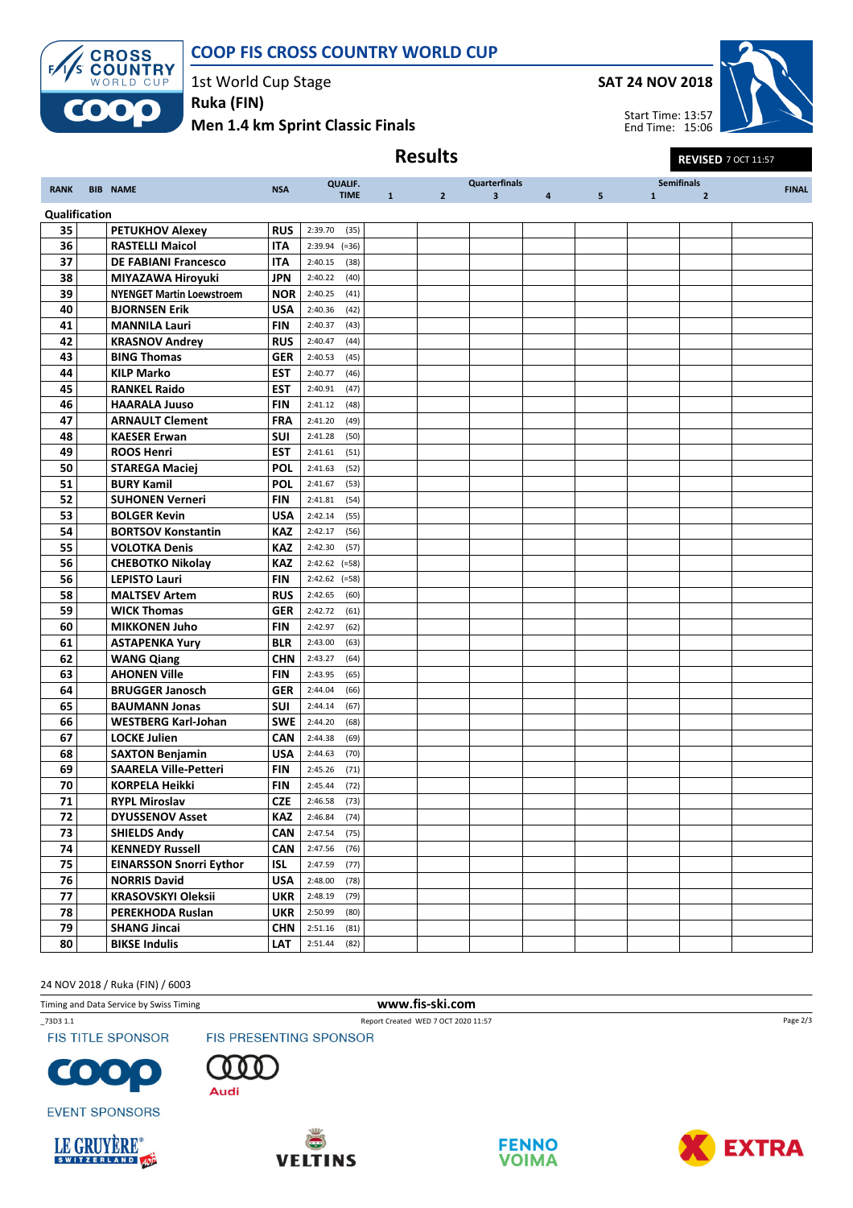# COOP FIS CROSS COUNTRY WORLD CUP

1st World Cup Stage
**Ruka (FIN)**
**Men 1.4 km Sprint Classic Finals**

**SAT 24 NOV 2018**

Start Time: 13:57
End Time: 15:06

## Results

**REVISED** 7 OCT 11:57

| RANK | BIB | NAME | NSA | QUALIF. TIME | Quarterfinals 1 | 2 | 3 | 4 | 5 | Semifinals 1 | 2 | FINAL |
|---|---|---|---|---|---|---|---|---|---|---|---|---|
| **Qualification** | | | | | | | | | | | | |
| 35 | | PETUKHOV Alexey | RUS | 2:39.70 (35) | | | | | | | | |
| 36 | | RASTELLI Maicol | ITA | 2:39.94 (=36) | | | | | | | | |
| 37 | | DE FABIANI Francesco | ITA | 2:40.15 (38) | | | | | | | | |
| 38 | | MIYAZAWA Hiroyuki | JPN | 2:40.22 (40) | | | | | | | | |
| 39 | | NYENGET Martin Loewstroem | NOR | 2:40.25 (41) | | | | | | | | |
| 40 | | BJORNSEN Erik | USA | 2:40.36 (42) | | | | | | | | |
| 41 | | MANNILA Lauri | FIN | 2:40.37 (43) | | | | | | | | |
| 42 | | KRASNOV Andrey | RUS | 2:40.47 (44) | | | | | | | | |
| 43 | | BING Thomas | GER | 2:40.53 (45) | | | | | | | | |
| 44 | | KILP Marko | EST | 2:40.77 (46) | | | | | | | | |
| 45 | | RANKEL Raido | EST | 2:40.91 (47) | | | | | | | | |
| 46 | | HAARALA Juuso | FIN | 2:41.12 (48) | | | | | | | | |
| 47 | | ARNAULT Clement | FRA | 2:41.20 (49) | | | | | | | | |
| 48 | | KAESER Erwan | SUI | 2:41.28 (50) | | | | | | | | |
| 49 | | ROOS Henri | EST | 2:41.61 (51) | | | | | | | | |
| 50 | | STAREGA Maciej | POL | 2:41.63 (52) | | | | | | | | |
| 51 | | BURY Kamil | POL | 2:41.67 (53) | | | | | | | | |
| 52 | | SUHONEN Verneri | FIN | 2:41.81 (54) | | | | | | | | |
| 53 | | BOLGER Kevin | USA | 2:42.14 (55) | | | | | | | | |
| 54 | | BORTSOV Konstantin | KAZ | 2:42.17 (56) | | | | | | | | |
| 55 | | VOLOTKA Denis | KAZ | 2:42.30 (57) | | | | | | | | |
| 56 | | CHEBOTKO Nikolay | KAZ | 2:42.62 (=58) | | | | | | | | |
| 56 | | LEPISTO Lauri | FIN | 2:42.62 (=58) | | | | | | | | |
| 58 | | MALTSEV Artem | RUS | 2:42.65 (60) | | | | | | | | |
| 59 | | WICK Thomas | GER | 2:42.72 (61) | | | | | | | | |
| 60 | | MIKKONEN Juho | FIN | 2:42.97 (62) | | | | | | | | |
| 61 | | ASTAPENKA Yury | BLR | 2:43.00 (63) | | | | | | | | |
| 62 | | WANG Qiang | CHN | 2:43.27 (64) | | | | | | | | |
| 63 | | AHONEN Ville | FIN | 2:43.95 (65) | | | | | | | | |
| 64 | | BRUGGER Janosch | GER | 2:44.04 (66) | | | | | | | | |
| 65 | | BAUMANN Jonas | SUI | 2:44.14 (67) | | | | | | | | |
| 66 | | WESTBERG Karl-Johan | SWE | 2:44.20 (68) | | | | | | | | |
| 67 | | LOCKE Julien | CAN | 2:44.38 (69) | | | | | | | | |
| 68 | | SAXTON Benjamin | USA | 2:44.63 (70) | | | | | | | | |
| 69 | | SAARELA Ville-Petteri | FIN | 2:45.26 (71) | | | | | | | | |
| 70 | | KORPELA Heikki | FIN | 2:45.44 (72) | | | | | | | | |
| 71 | | RYPL Miroslav | CZE | 2:46.58 (73) | | | | | | | | |
| 72 | | DYUSSENOV Asset | KAZ | 2:46.84 (74) | | | | | | | | |
| 73 | | SHIELDS Andy | CAN | 2:47.54 (75) | | | | | | | | |
| 74 | | KENNEDY Russell | CAN | 2:47.56 (76) | | | | | | | | |
| 75 | | EINARSSON Snorri Eythor | ISL | 2:47.59 (77) | | | | | | | | |
| 76 | | NORRIS David | USA | 2:48.00 (78) | | | | | | | | |
| 77 | | KRASOVSKYI Oleksii | UKR | 2:48.19 (79) | | | | | | | | |
| 78 | | PEREKHODA Ruslan | UKR | 2:50.99 (80) | | | | | | | | |
| 79 | | SHANG Jincai | CHN | 2:51.16 (81) | | | | | | | | |
| 80 | | BIKSE Indulis | LAT | 2:51.44 (82) | | | | | | | | |

24 NOV 2018 / Ruka (FIN) / 6003

Timing and Data Service by Swiss Timing

www.fis-ski.com

_73D3 1.1

Report Created WED 7 OCT 2020 11:57

FIS TITLE SPONSOR

FIS PRESENTING SPONSOR

EVENT SPONSORS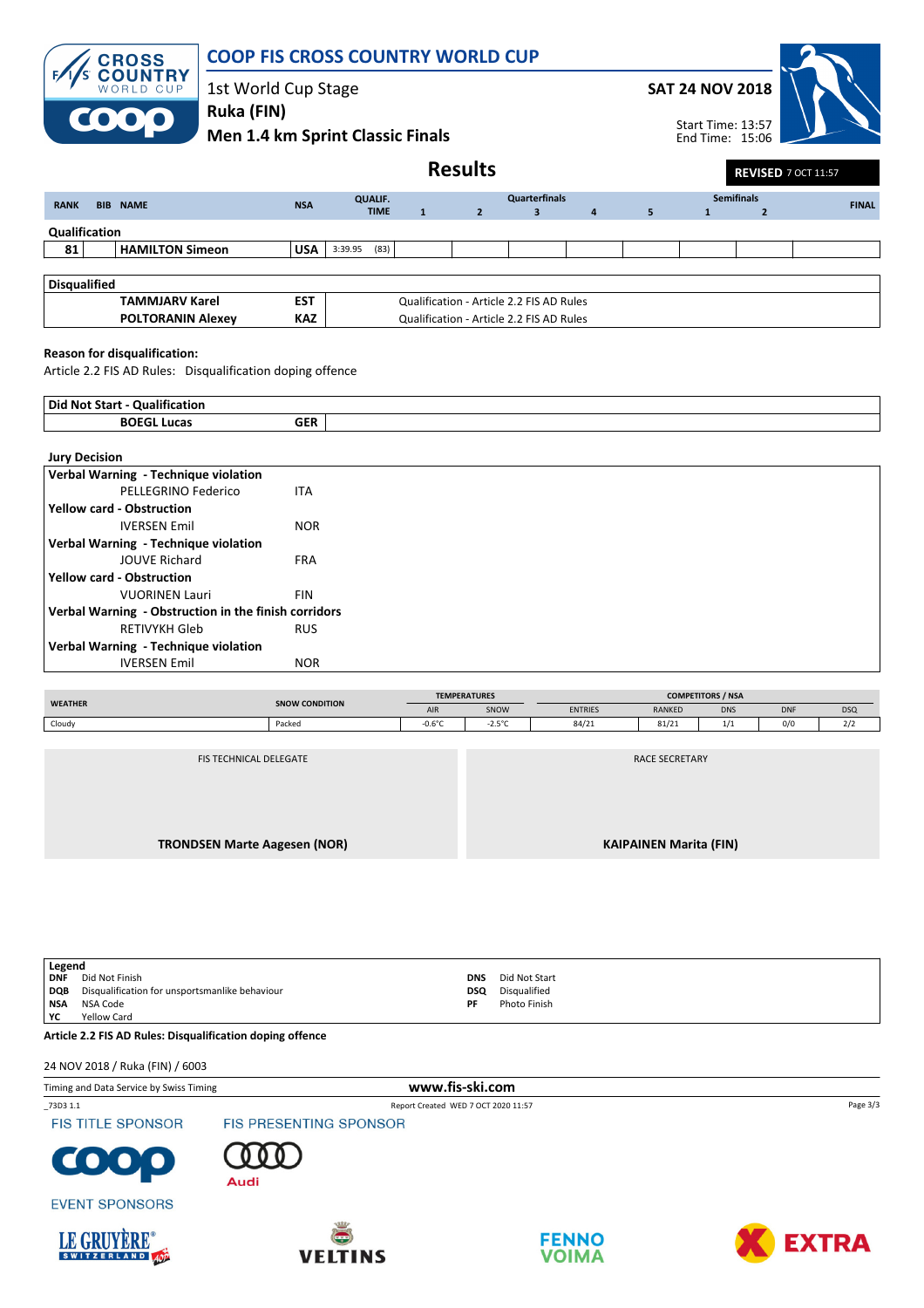## COOP FIS CROSS COUNTRY WORLD CUP

1st World Cup Stage
**Ruka (FIN)**
**Men 1.4 km Sprint Classic Finals**

**SAT 24 NOV 2018**

Start Time: 13:57
End Time: 15:06

# Results

**REVISED** 7 OCT 11:57

| RANK | BIB | NAME | NSA | QUALIF. TIME | | Quarterfinals 1 | 2 | 3 | 4 | 5 | Semifinals 1 | 2 | FINAL |
|---|---|---|---|---|---|---|---|---|---|---|---|---|---|
| **Qualification** | | | | | | | | | | | | | |
| 81 | | HAMILTON Simeon | USA | 3:39.95 | (83) | | | | | | | | |

| Disqualified | | |
|---|---|---|
| TAMMJARV Karel | EST | Qualification - Article 2.2 FIS AD Rules |
| POLTORANIN Alexey | KAZ | Qualification - Article 2.2 FIS AD Rules |

**Reason for disqualification:**
Article 2.2 FIS AD Rules: Disqualification doping offence

| Did Not Start - Qualification | |
|---|---|
| BOEGL Lucas | GER |

**Jury Decision**

| | |
|---|---|
| **Verbal Warning - Technique violation** | |
| PELLEGRINO Federico | ITA |
| **Yellow card - Obstruction** | |
| IVERSEN Emil | NOR |
| **Verbal Warning - Technique violation** | |
| JOUVE Richard | FRA |
| **Yellow card - Obstruction** | |
| VUORINEN Lauri | FIN |
| **Verbal Warning - Obstruction in the finish corridors** | |
| RETIVYKH Gleb | RUS |
| **Verbal Warning - Technique violation** | |
| IVERSEN Emil | NOR |

| WEATHER | SNOW CONDITION | TEMPERATURES AIR | SNOW | COMPETITORS / NSA ENTRIES | RANKED | DNS | DNF | DSQ |
|---|---|---|---|---|---|---|---|---|
| Cloudy | Packed | -0.6°C | -2.5°C | 84/21 | 81/21 | 1/1 | 0/0 | 2/2 |

| FIS TECHNICAL DELEGATE | RACE SECRETARY |
|---|---|
| **TRONDSEN Marte Aagesen (NOR)** | **KAIPAINEN Marita (FIN)** |

**Legend**

| | | | |
|---|---|---|---|
| DNF | Did Not Finish | DNS | Did Not Start |
| DQB | Disqualification for unsportsmanlike behaviour | DSQ | Disqualified |
| NSA | NSA Code | PF | Photo Finish |
| YC | Yellow Card | | |

**Article 2.2 FIS AD Rules: Disqualification doping offence**

24 NOV 2018 / Ruka (FIN) / 6003

Timing and Data Service by Swiss Timing

www.fis-ski.com

_73D3 1.1

Report Created WED 7 OCT 2020 11:57

FIS TITLE SPONSOR
FIS PRESENTING SPONSOR
EVENT SPONSORS